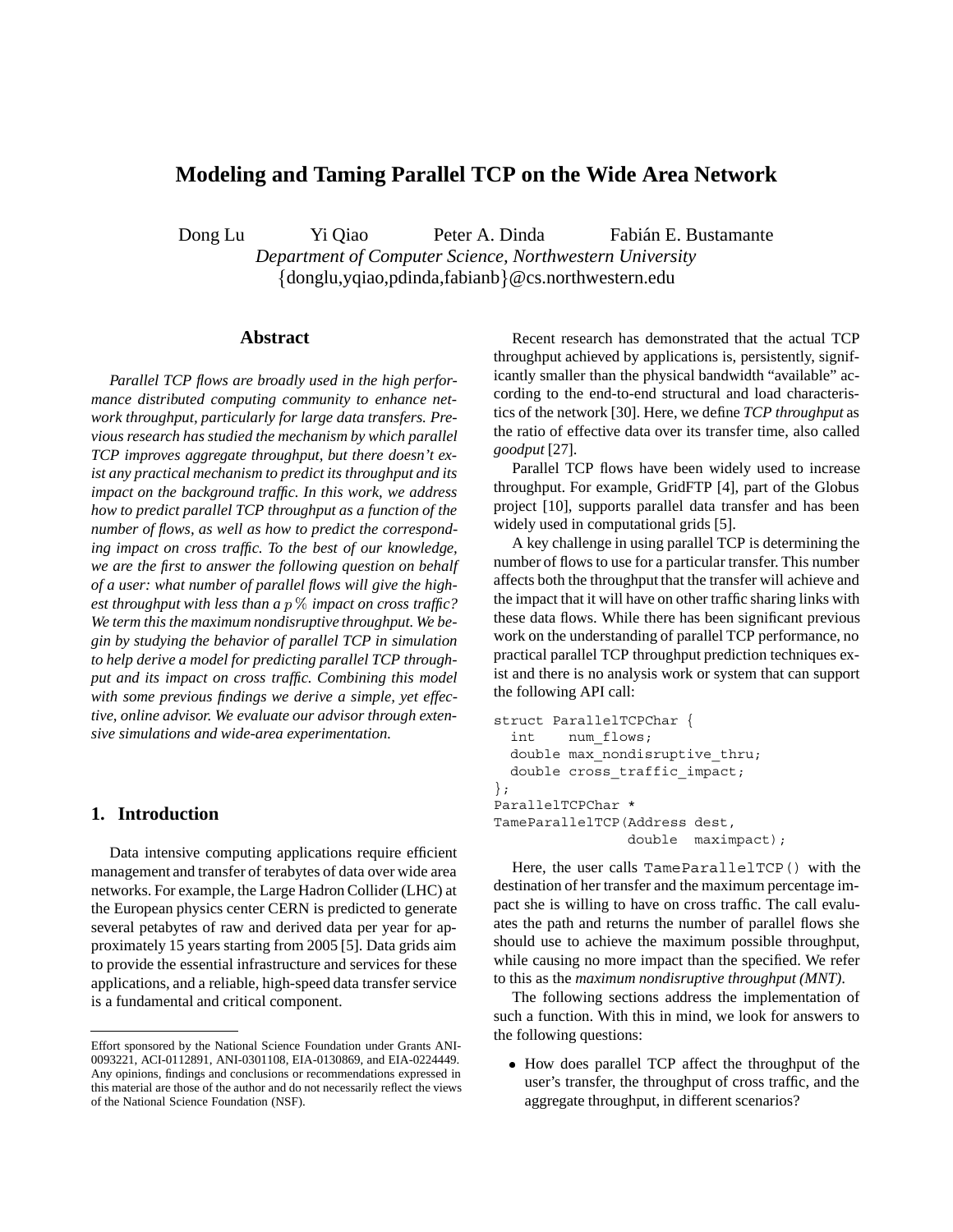# Modeling and Taming Parallel TCP on the Wide Area Network

Dong Lu  Yi Qiao  Peter A. Dinda  Fabián E. Bustamante

*Department of Computer Science, Northwestern University*

{donglu,yqiao,pdinda,fabianb}@cs.northwestern.edu

## Abstract

*Parallel TCP flows are broadly used in the high performance distributed computing community to enhance network throughput, particularly for large data transfers. Previous research has studied the mechanism by which parallel TCP improves aggregate throughput, but there doesn't exist any practical mechanism to predict its throughput and its impact on the background traffic. In this work, we address how to predict parallel TCP throughput as a function of the number of flows, as well as how to predict the corresponding impact on cross traffic. To the best of our knowledge, we are the first to answer the following question on behalf of a user: what number of parallel flows will give the highest throughput with less than a $p\%$ impact on cross traffic? We term this the maximum nondisruptive throughput. We begin by studying the behavior of parallel TCP in simulation to help derive a model for predicting parallel TCP throughput and its impact on cross traffic. Combining this model with some previous findings we derive a simple, yet effective, online advisor. We evaluate our advisor through extensive simulations and wide-area experimentation.*

## 1. Introduction

Data intensive computing applications require efficient management and transfer of terabytes of data over wide area networks. For example, the Large Hadron Collider (LHC) at the European physics center CERN is predicted to generate several petabytes of raw and derived data per year for approximately 15 years starting from 2005 [5]. Data grids aim to provide the essential infrastructure and services for these applications, and a reliable, high-speed data transfer service is a fundamental and critical component.

Recent research has demonstrated that the actual TCP throughput achieved by applications is, persistently, significantly smaller than the physical bandwidth "available" according to the end-to-end structural and load characteristics of the network [30]. Here, we define *TCP throughput* as the ratio of effective data over its transfer time, also called *goodput* [27].

Parallel TCP flows have been widely used to increase throughput. For example, GridFTP [4], part of the Globus project [10], supports parallel data transfer and has been widely used in computational grids [5].

A key challenge in using parallel TCP is determining the number of flows to use for a particular transfer. This number affects both the throughput that the transfer will achieve and the impact that it will have on other traffic sharing links with these data flows. While there has been significant previous work on the understanding of parallel TCP performance, no practical parallel TCP throughput prediction techniques exist and there is no analysis work or system that can support the following API call:

```
struct ParallelTCPChar {
  int    num_flows;
  double max_nondisruptive_thru;
  double cross_traffic_impact;
};
ParallelTCPChar *
TameParallelTCP(Address dest,
                double  maximpact);
```

Here, the user calls `TameParallelTCP()` with the destination of her transfer and the maximum percentage impact she is willing to have on cross traffic. The call evaluates the path and returns the number of parallel flows she should use to achieve the maximum possible throughput, while causing no more impact than the specified. We refer to this as the *maximum nondisruptive throughput (MNT)*.

The following sections address the implementation of such a function. With this in mind, we look for answers to the following questions:

- How does parallel TCP affect the throughput of the user's transfer, the throughput of cross traffic, and the aggregate throughput, in different scenarios?

Effort sponsored by the National Science Foundation under Grants ANI-0093221, ACI-0112891, ANI-0301108, EIA-0130869, and EIA-0224449. Any opinions, findings and conclusions or recommendations expressed in this material are those of the author and do not necessarily reflect the views of the National Science Foundation (NSF).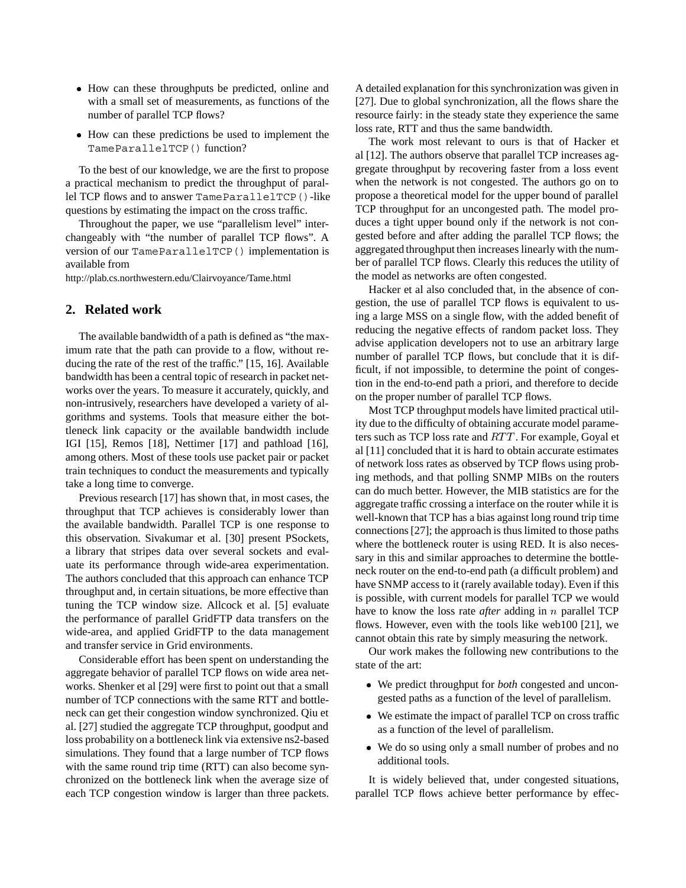- How can these throughputs be predicted, online and with a small set of measurements, as functions of the number of parallel TCP flows?
- How can these predictions be used to implement the `TameParallelTCP()` function?

To the best of our knowledge, we are the first to propose a practical mechanism to predict the throughput of parallel TCP flows and to answer `TameParallelTCP()`-like questions by estimating the impact on the cross traffic.

Throughout the paper, we use "parallelism level" interchangeably with "the number of parallel TCP flows". A version of our `TameParallelTCP()` implementation is available from

http://plab.cs.northwestern.edu/Clairvoyance/Tame.html

## 2. Related work

The available bandwidth of a path is defined as "the maximum rate that the path can provide to a flow, without reducing the rate of the rest of the traffic." [15, 16]. Available bandwidth has been a central topic of research in packet networks over the years. To measure it accurately, quickly, and non-intrusively, researchers have developed a variety of algorithms and systems. Tools that measure either the bottleneck link capacity or the available bandwidth include IGI [15], Remos [18], Nettimer [17] and pathload [16], among others. Most of these tools use packet pair or packet train techniques to conduct the measurements and typically take a long time to converge.

Previous research [17] has shown that, in most cases, the throughput that TCP achieves is considerably lower than the available bandwidth. Parallel TCP is one response to this observation. Sivakumar et al. [30] present PSockets, a library that stripes data over several sockets and evaluate its performance through wide-area experimentation. The authors concluded that this approach can enhance TCP throughput and, in certain situations, be more effective than tuning the TCP window size. Allcock et al. [5] evaluate the performance of parallel GridFTP data transfers on the wide-area, and applied GridFTP to the data management and transfer service in Grid environments.

Considerable effort has been spent on understanding the aggregate behavior of parallel TCP flows on wide area networks. Shenker et al [29] were first to point out that a small number of TCP connections with the same RTT and bottleneck can get their congestion window synchronized. Qiu et al. [27] studied the aggregate TCP throughput, goodput and loss probability on a bottleneck link via extensive ns2-based simulations. They found that a large number of TCP flows with the same round trip time (RTT) can also become synchronized on the bottleneck link when the average size of each TCP congestion window is larger than three packets. A detailed explanation for this synchronization was given in [27]. Due to global synchronization, all the flows share the resource fairly: in the steady state they experience the same loss rate, RTT and thus the same bandwidth.

The work most relevant to ours is that of Hacker et al [12]. The authors observe that parallel TCP increases aggregate throughput by recovering faster from a loss event when the network is not congested. The authors go on to propose a theoretical model for the upper bound of parallel TCP throughput for an uncongested path. The model produces a tight upper bound only if the network is not congested before and after adding the parallel TCP flows; the aggregated throughput then increases linearly with the number of parallel TCP flows. Clearly this reduces the utility of the model as networks are often congested.

Hacker et al also concluded that, in the absence of congestion, the use of parallel TCP flows is equivalent to using a large MSS on a single flow, with the added benefit of reducing the negative effects of random packet loss. They advise application developers not to use an arbitrary large number of parallel TCP flows, but conclude that it is difficult, if not impossible, to determine the point of congestion in the end-to-end path a priori, and therefore to decide on the proper number of parallel TCP flows.

Most TCP throughput models have limited practical utility due to the difficulty of obtaining accurate model parameters such as TCP loss rate and $RTT$. For example, Goyal et al [11] concluded that it is hard to obtain accurate estimates of network loss rates as observed by TCP flows using probing methods, and that polling SNMP MIBs on the routers can do much better. However, the MIB statistics are for the aggregate traffic crossing a interface on the router while it is well-known that TCP has a bias against long round trip time connections [27]; the approach is thus limited to those paths where the bottleneck router is using RED. It is also necessary in this and similar approaches to determine the bottleneck router on the end-to-end path (a difficult problem) and have SNMP access to it (rarely available today). Even if this is possible, with current models for parallel TCP we would have to know the loss rate *after* adding in $n$ parallel TCP flows. However, even with the tools like web100 [21], we cannot obtain this rate by simply measuring the network.

Our work makes the following new contributions to the state of the art:

- We predict throughput for *both* congested and uncongested paths as a function of the level of parallelism.
- We estimate the impact of parallel TCP on cross traffic as a function of the level of parallelism.
- We do so using only a small number of probes and no additional tools.

It is widely believed that, under congested situations, parallel TCP flows achieve better performance by effec-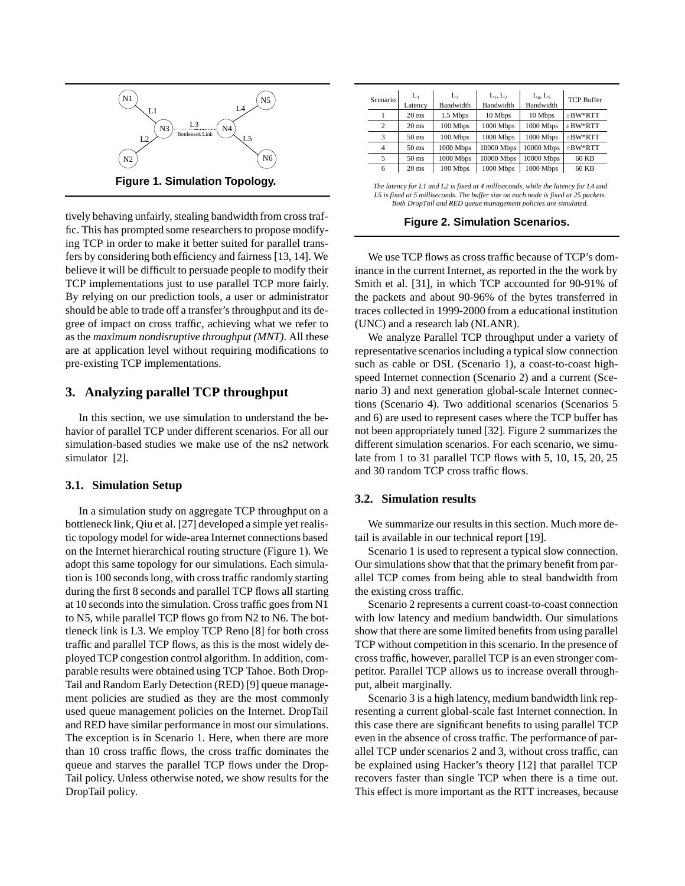Figure 1. Simulation Topology.

| Scenario | $L_3$ Latency | $L_3$ Bandwidth | $L_1, L_2$ Bandwidth | $L_4, L_5$ Bandwidth | TCP Buffer |
|---|---|---|---|---|---|
| 1 | 20 ms | 1.5 Mbps | 10 Mbps | 10 Mbps | ≥BW*RTT |
| 2 | 20 ms | 100 Mbps | 1000 Mbps | 1000 Mbps | ≥BW*RTT |
| 3 | 50 ms | 100 Mbps | 1000 Mbps | 1000 Mbps | ≥BW*RTT |
| 4 | 50 ms | 1000 Mbps | 10000 Mbps | 10000 Mbps | ≥BW*RTT |
| 5 | 50 ms | 1000 Mbps | 10000 Mbps | 10000 Mbps | 60 KB |
| 6 | 20 ms | 100 Mbps | 1000 Mbps | 1000 Mbps | 60 KB |

*The latency for L1 and L2 is fixed at 4 milliseconds, while the latency for L4 and L5 is fixed at 5 milliseconds. The buffer size on each node is fixed at 25 packets. Both DropTail and RED queue management policies are simulated.*

**Figure 2. Simulation Scenarios.**

tively behaving unfairly, stealing bandwidth from cross traffic. This has prompted some researchers to propose modifying TCP in order to make it better suited for parallel transfers by considering both efficiency and fairness [13, 14]. We believe it will be difficult to persuade people to modify their TCP implementations just to use parallel TCP more fairly. By relying on our prediction tools, a user or administrator should be able to trade off a transfer's throughput and its degree of impact on cross traffic, achieving what we refer to as the *maximum nondisruptive throughput (MNT)*. All these are at application level without requiring modifications to pre-existing TCP implementations.

## 3. Analyzing parallel TCP throughput

In this section, we use simulation to understand the behavior of parallel TCP under different scenarios. For all our simulation-based studies we make use of the ns2 network simulator [2].

### 3.1. Simulation Setup

In a simulation study on aggregate TCP throughput on a bottleneck link, Qiu et al. [27] developed a simple yet realistic topology model for wide-area Internet connections based on the Internet hierarchical routing structure (Figure 1). We adopt this same topology for our simulations. Each simulation is 100 seconds long, with cross traffic randomly starting during the first 8 seconds and parallel TCP flows all starting at 10 seconds into the simulation. Cross traffic goes from N1 to N5, while parallel TCP flows go from N2 to N6. The bottleneck link is L3. We employ TCP Reno [8] for both cross traffic and parallel TCP flows, as this is the most widely deployed TCP congestion control algorithm. In addition, comparable results were obtained using TCP Tahoe. Both DropTail and Random Early Detection (RED) [9] queue management policies are studied as they are the most commonly used queue management policies on the Internet. DropTail and RED have similar performance in most our simulations. The exception is in Scenario 1. Here, when there are more than 10 cross traffic flows, the cross traffic dominates the queue and starves the parallel TCP flows under the DropTail policy. Unless otherwise noted, we show results for the DropTail policy.

We use TCP flows as cross traffic because of TCP's dominance in the current Internet, as reported in the the work by Smith et al. [31], in which TCP accounted for 90-91% of the packets and about 90-96% of the bytes transferred in traces collected in 1999-2000 from a educational institution (UNC) and a research lab (NLANR).

We analyze Parallel TCP throughput under a variety of representative scenarios including a typical slow connection such as cable or DSL (Scenario 1), a coast-to-coast high-speed Internet connection (Scenario 2) and a current (Scenario 3) and next generation global-scale Internet connections (Scenario 4). Two additional scenarios (Scenarios 5 and 6) are used to represent cases where the TCP buffer has not been appropriately tuned [32]. Figure 2 summarizes the different simulation scenarios. For each scenario, we simulate from 1 to 31 parallel TCP flows with 5, 10, 15, 20, 25 and 30 random TCP cross traffic flows.

### 3.2. Simulation results

We summarize our results in this section. Much more detail is available in our technical report [19].

Scenario 1 is used to represent a typical slow connection. Our simulations show that that the primary benefit from parallel TCP comes from being able to steal bandwidth from the existing cross traffic.

Scenario 2 represents a current coast-to-coast connection with low latency and medium bandwidth. Our simulations show that there are some limited benefits from using parallel TCP without competition in this scenario. In the presence of cross traffic, however, parallel TCP is an even stronger competitor. Parallel TCP allows us to increase overall throughput, albeit marginally.

Scenario 3 is a high latency, medium bandwidth link representing a current global-scale fast Internet connection. In this case there are significant benefits to using parallel TCP even in the absence of cross traffic. The performance of parallel TCP under scenarios 2 and 3, without cross traffic, can be explained using Hacker's theory [12] that parallel TCP recovers faster than single TCP when there is a time out. This effect is more important as the RTT increases, because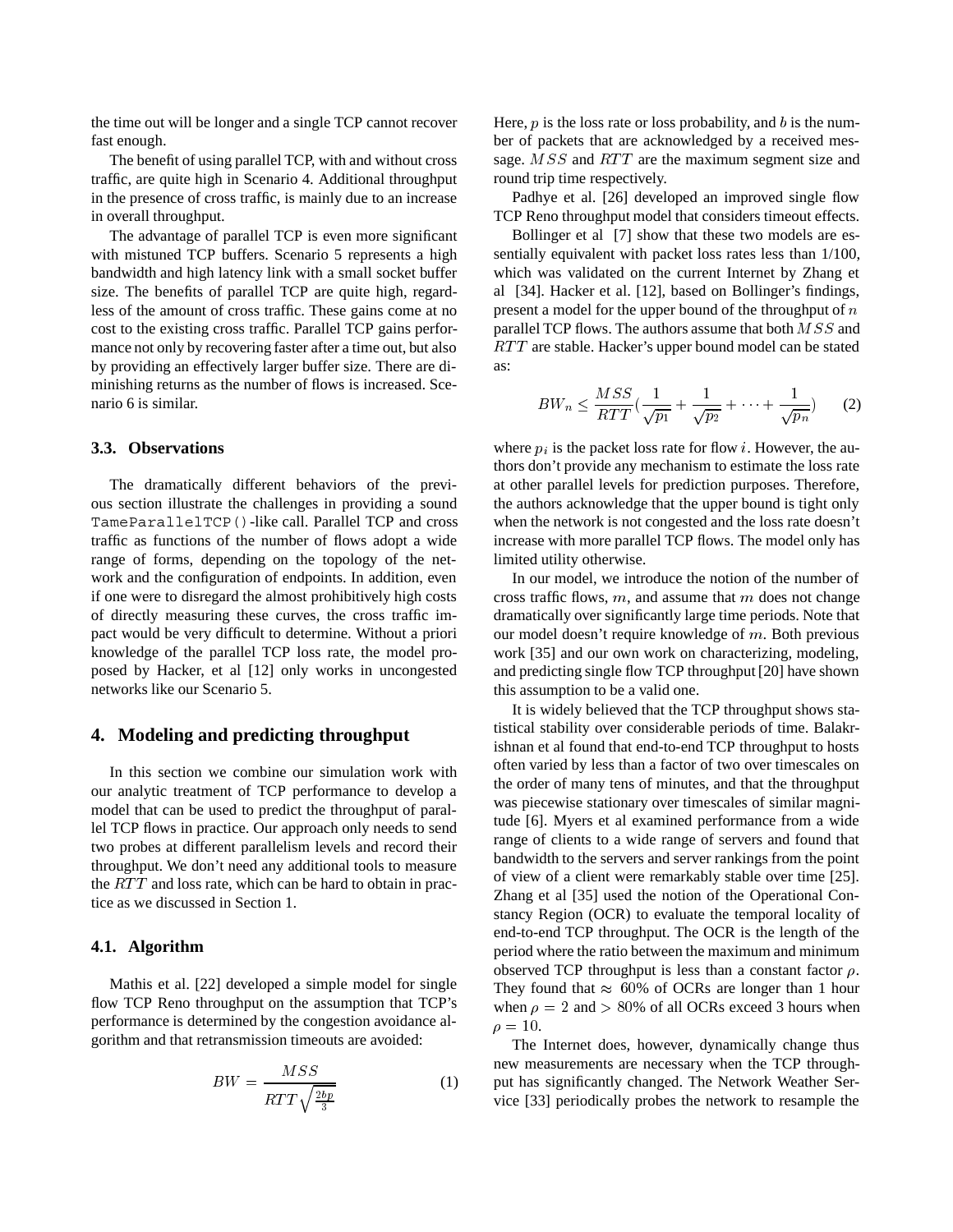the time out will be longer and a single TCP cannot recover fast enough.

The benefit of using parallel TCP, with and without cross traffic, are quite high in Scenario 4. Additional throughput in the presence of cross traffic, is mainly due to an increase in overall throughput.

The advantage of parallel TCP is even more significant with mistuned TCP buffers. Scenario 5 represents a high bandwidth and high latency link with a small socket buffer size. The benefits of parallel TCP are quite high, regardless of the amount of cross traffic. These gains come at no cost to the existing cross traffic. Parallel TCP gains performance not only by recovering faster after a time out, but also by providing an effectively larger buffer size. There are diminishing returns as the number of flows is increased. Scenario 6 is similar.

### 3.3. Observations

The dramatically different behaviors of the previous section illustrate the challenges in providing a sound `TameParallelTCP()`-like call. Parallel TCP and cross traffic as functions of the number of flows adopt a wide range of forms, depending on the topology of the network and the configuration of endpoints. In addition, even if one were to disregard the almost prohibitively high costs of directly measuring these curves, the cross traffic impact would be very difficult to determine. Without a priori knowledge of the parallel TCP loss rate, the model proposed by Hacker, et al [12] only works in uncongested networks like our Scenario 5.

## 4. Modeling and predicting throughput

In this section we combine our simulation work with our analytic treatment of TCP performance to develop a model that can be used to predict the throughput of parallel TCP flows in practice. Our approach only needs to send two probes at different parallelism levels and record their throughput. We don't need any additional tools to measure the $RTT$ and loss rate, which can be hard to obtain in practice as we discussed in Section 1.

### 4.1. Algorithm

Mathis et al. [22] developed a simple model for single flow TCP Reno throughput on the assumption that TCP's performance is determined by the congestion avoidance algorithm and that retransmission timeouts are avoided:

$$BW = \frac{MSS}{RTT\sqrt{\frac{2bp}{3}}} \quad (1)$$

Here, $p$ is the loss rate or loss probability, and $b$ is the number of packets that are acknowledged by a received message. $MSS$ and $RTT$ are the maximum segment size and round trip time respectively.

Padhye et al. [26] developed an improved single flow TCP Reno throughput model that considers timeout effects.

Bollinger et al [7] show that these two models are essentially equivalent with packet loss rates less than 1/100, which was validated on the current Internet by Zhang et al [34]. Hacker et al. [12], based on Bollinger's findings, present a model for the upper bound of the throughput of $n$ parallel TCP flows. The authors assume that both $MSS$ and $RTT$ are stable. Hacker's upper bound model can be stated as:

$$BW_n \leq \frac{MSS}{RTT}\left(\frac{1}{\sqrt{p_1}} + \frac{1}{\sqrt{p_2}} + \cdots + \frac{1}{\sqrt{p_n}}\right) \quad (2)$$

where $p_i$ is the packet loss rate for flow $i$. However, the authors don't provide any mechanism to estimate the loss rate at other parallel levels for prediction purposes. Therefore, the authors acknowledge that the upper bound is tight only when the network is not congested and the loss rate doesn't increase with more parallel TCP flows. The model only has limited utility otherwise.

In our model, we introduce the notion of the number of cross traffic flows, $m$, and assume that $m$ does not change dramatically over significantly large time periods. Note that our model doesn't require knowledge of $m$. Both previous work [35] and our own work on characterizing, modeling, and predicting single flow TCP throughput [20] have shown this assumption to be a valid one.

It is widely believed that the TCP throughput shows statistical stability over considerable periods of time. Balakrishnan et al found that end-to-end TCP throughput to hosts often varied by less than a factor of two over timescales on the order of many tens of minutes, and that the throughput was piecewise stationary over timescales of similar magnitude [6]. Myers et al examined performance from a wide range of clients to a wide range of servers and found that bandwidth to the servers and server rankings from the point of view of a client were remarkably stable over time [25]. Zhang et al [35] used the notion of the Operational Constancy Region (OCR) to evaluate the temporal locality of end-to-end TCP throughput. The OCR is the length of the period where the ratio between the maximum and minimum observed TCP throughput is less than a constant factor $\rho$. They found that $\approx 60\%$ of OCRs are longer than 1 hour when $\rho = 2$ and $> 80\%$ of all OCRs exceed 3 hours when $\rho = 10$.

The Internet does, however, dynamically change thus new measurements are necessary when the TCP throughput has significantly changed. The Network Weather Service [33] periodically probes the network to resample the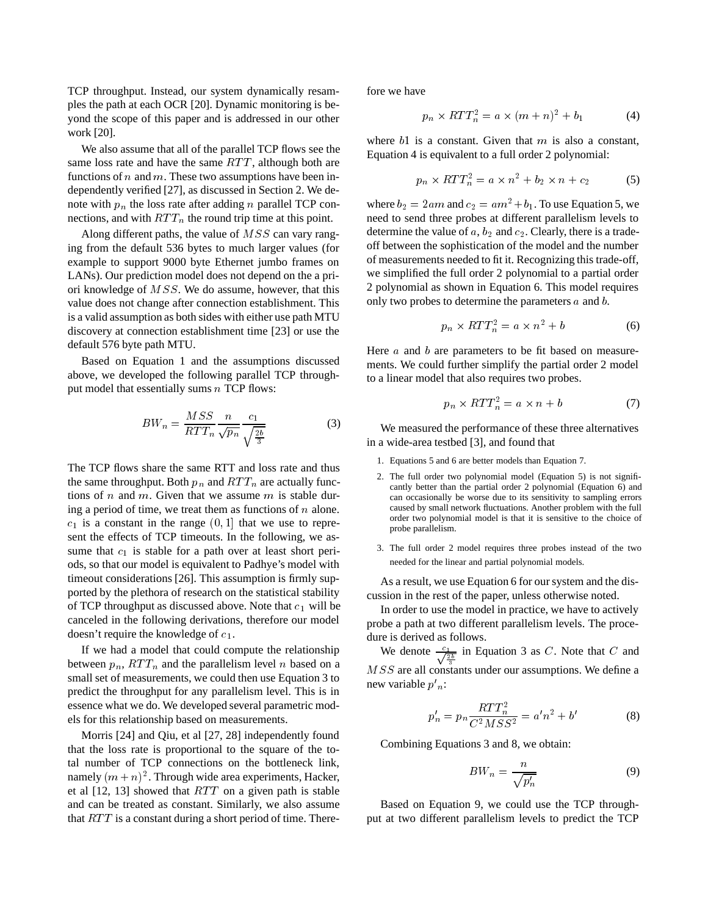TCP throughput. Instead, our system dynamically resamples the path at each OCR [20]. Dynamic monitoring is beyond the scope of this paper and is addressed in our other work [20].

We also assume that all of the parallel TCP flows see the same loss rate and have the same $RTT$, although both are functions of $n$ and $m$. These two assumptions have been independently verified [27], as discussed in Section 2. We denote with $p_n$ the loss rate after adding $n$ parallel TCP connections, and with $RTT_n$ the round trip time at this point.

Along different paths, the value of $MSS$ can vary ranging from the default 536 bytes to much larger values (for example to support 9000 byte Ethernet jumbo frames on LANs). Our prediction model does not depend on the a priori knowledge of $MSS$. We do assume, however, that this value does not change after connection establishment. This is a valid assumption as both sides with either use path MTU discovery at connection establishment time [23] or use the default 576 byte path MTU.

Based on Equation 1 and the assumptions discussed above, we developed the following parallel TCP throughput model that essentially sums $n$ TCP flows:

$$BW_n = \frac{MSS}{RTT_n} \frac{n}{\sqrt{p_n}} \frac{c_1}{\sqrt{\frac{2b}{3}}} \tag{3}$$

The TCP flows share the same RTT and loss rate and thus the same throughput. Both $p_n$ and $RTT_n$ are actually functions of $n$ and $m$. Given that we assume $m$ is stable during a period of time, we treat them as functions of $n$ alone. $c_1$ is a constant in the range $(0, 1]$ that we use to represent the effects of TCP timeouts. In the following, we assume that $c_1$ is stable for a path over at least short periods, so that our model is equivalent to Padhye's model with timeout considerations [26]. This assumption is firmly supported by the plethora of research on the statistical stability of TCP throughput as discussed above. Note that $c_1$ will be canceled in the following derivations, therefore our model doesn't require the knowledge of $c_1$.

If we had a model that could compute the relationship between $p_n$, $RTT_n$ and the parallelism level $n$ based on a small set of measurements, we could then use Equation 3 to predict the throughput for any parallelism level. This is in essence what we do. We developed several parametric models for this relationship based on measurements.

Morris [24] and Qiu, et al [27, 28] independently found that the loss rate is proportional to the square of the total number of TCP connections on the bottleneck link, namely $(m + n)^2$. Through wide area experiments, Hacker, et al [12, 13] showed that $RTT$ on a given path is stable and can be treated as constant. Similarly, we also assume that $RTT$ is a constant during a short period of time. Therefore we have

$$p_n \times RTT_n^2 = a \times (m + n)^2 + b_1 \tag{4}$$

where $b1$ is a constant. Given that $m$ is also a constant, Equation 4 is equivalent to a full order 2 polynomial:

$$p_n \times RTT_n^2 = a \times n^2 + b_2 \times n + c_2 \tag{5}$$

where $b_2 = 2am$ and $c_2 = am^2 + b_1$. To use Equation 5, we need to send three probes at different parallelism levels to determine the value of $a$, $b_2$ and $c_2$. Clearly, there is a tradeoff between the sophistication of the model and the number of measurements needed to fit it. Recognizing this trade-off, we simplified the full order 2 polynomial to a partial order 2 polynomial as shown in Equation 6. This model requires only two probes to determine the parameters $a$ and $b$.

$$p_n \times RTT_n^2 = a \times n^2 + b \tag{6}$$

Here $a$ and $b$ are parameters to be fit based on measurements. We could further simplify the partial order 2 model to a linear model that also requires two probes.

$$p_n \times RTT_n^2 = a \times n + b \tag{7}$$

We measured the performance of these three alternatives in a wide-area testbed [3], and found that

1. Equations 5 and 6 are better models than Equation 7.
2. The full order two polynomial model (Equation 5) is not significantly better than the partial order 2 polynomial (Equation 6) and can occasionally be worse due to its sensitivity to sampling errors caused by small network fluctuations. Another problem with the full order two polynomial model is that it is sensitive to the choice of probe parallelism.
3. The full order 2 model requires three probes instead of the two needed for the linear and partial polynomial models.

As a result, we use Equation 6 for our system and the discussion in the rest of the paper, unless otherwise noted.

In order to use the model in practice, we have to actively probe a path at two different parallelism levels. The procedure is derived as follows.

We denote $\frac{c_1}{\sqrt{\frac{2b}{3}}}$ in Equation 3 as $C$. Note that $C$ and $MSS$ are all constants under our assumptions. We define a new variable $p'_n$:

$$p'_n = p_n \frac{RTT_n^2}{C^2 MSS^2} = a' n^2 + b' \tag{8}$$

Combining Equations 3 and 8, we obtain:

$$BW_n = \frac{n}{\sqrt{p'_n}} \tag{9}$$

Based on Equation 9, we could use the TCP throughput at two different parallelism levels to predict the TCP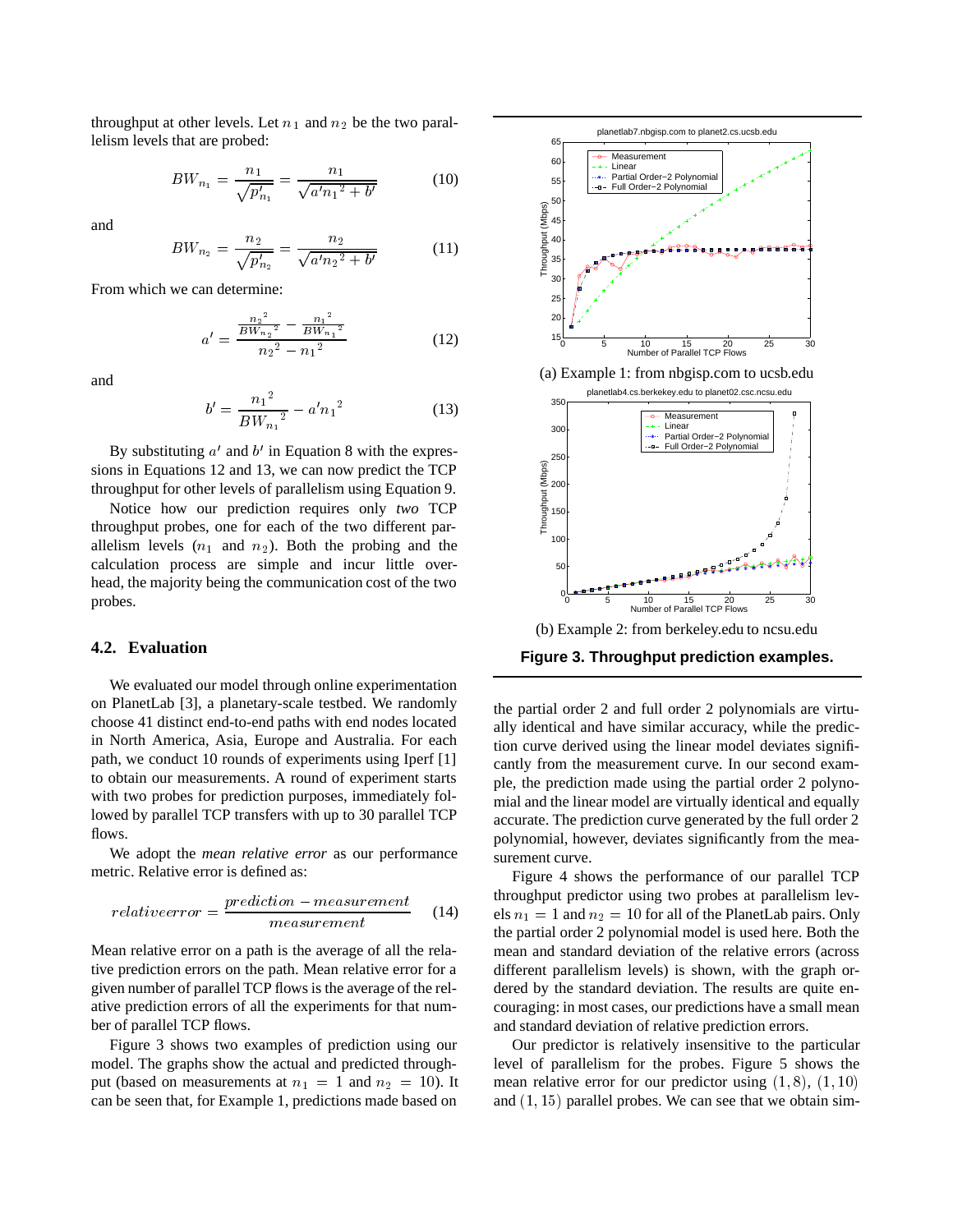throughput at other levels. Let $n_1$ and $n_2$ be the two parallelism levels that are probed:

$$BW_{n_1} = \frac{n_1}{\sqrt{p'_{n_1}}} = \frac{n_1}{\sqrt{a'{n_1}^2 + b'}} \tag{10}$$

and

$$BW_{n_2} = \frac{n_2}{\sqrt{p'_{n_2}}} = \frac{n_2}{\sqrt{a'{n_2}^2 + b'}} \tag{11}$$

From which we can determine:

$$a' = \frac{\frac{{n_2}^2}{{BW_{n_2}}^2} - \frac{{n_1}^2}{{BW_{n_1}}^2}}{{n_2}^2 - {n_1}^2} \tag{12}$$

and

$$b' = \frac{{n_1}^2}{{BW_{n_1}}^2} - a'{n_1}^2 \tag{13}$$

By substituting $a'$ and $b'$ in Equation 8 with the expressions in Equations 12 and 13, we can now predict the TCP throughput for other levels of parallelism using Equation 9.

Notice how our prediction requires only *two* TCP throughput probes, one for each of the two different parallelism levels ($n_1$ and $n_2$). Both the probing and the calculation process are simple and incur little overhead, the majority being the communication cost of the two probes.

### 4.2. Evaluation

We evaluated our model through online experimentation on PlanetLab [3], a planetary-scale testbed. We randomly choose 41 distinct end-to-end paths with end nodes located in North America, Asia, Europe and Australia. For each path, we conduct 10 rounds of experiments using Iperf [1] to obtain our measurements. A round of experiment starts with two probes for prediction purposes, immediately followed by parallel TCP transfers with up to 30 parallel TCP flows.

We adopt the *mean relative error* as our performance metric. Relative error is defined as:

$$relativeerror = \frac{prediction - measurement}{measurement} \tag{14}$$

Mean relative error on a path is the average of all the relative prediction errors on the path. Mean relative error for a given number of parallel TCP flows is the average of the relative prediction errors of all the experiments for that number of parallel TCP flows.

Figure 3 shows two examples of prediction using our model. The graphs show the actual and predicted throughput (based on measurements at $n_1 = 1$ and $n_2 = 10$). It can be seen that, for Example 1, predictions made based on

(a) Example 1: from nbgisp.com to ucsb.edu

(b) Example 2: from berkeley.edu to ncsu.edu

**Figure 3. Throughput prediction examples.**

the partial order 2 and full order 2 polynomials are virtually identical and have similar accuracy, while the prediction curve derived using the linear model deviates significantly from the measurement curve. In our second example, the prediction made using the partial order 2 polynomial and the linear model are virtually identical and equally accurate. The prediction curve generated by the full order 2 polynomial, however, deviates significantly from the measurement curve.

Figure 4 shows the performance of our parallel TCP throughput predictor using two probes at parallelism levels $n_1 = 1$ and $n_2 = 10$ for all of the PlanetLab pairs. Only the partial order 2 polynomial model is used here. Both the mean and standard deviation of the relative errors (across different parallelism levels) is shown, with the graph ordered by the standard deviation. The results are quite encouraging: in most cases, our predictions have a small mean and standard deviation of relative prediction errors.

Our predictor is relatively insensitive to the particular level of parallelism for the probes. Figure 5 shows the mean relative error for our predictor using $(1, 8)$, $(1, 10)$ and $(1, 15)$ parallel probes. We can see that we obtain sim-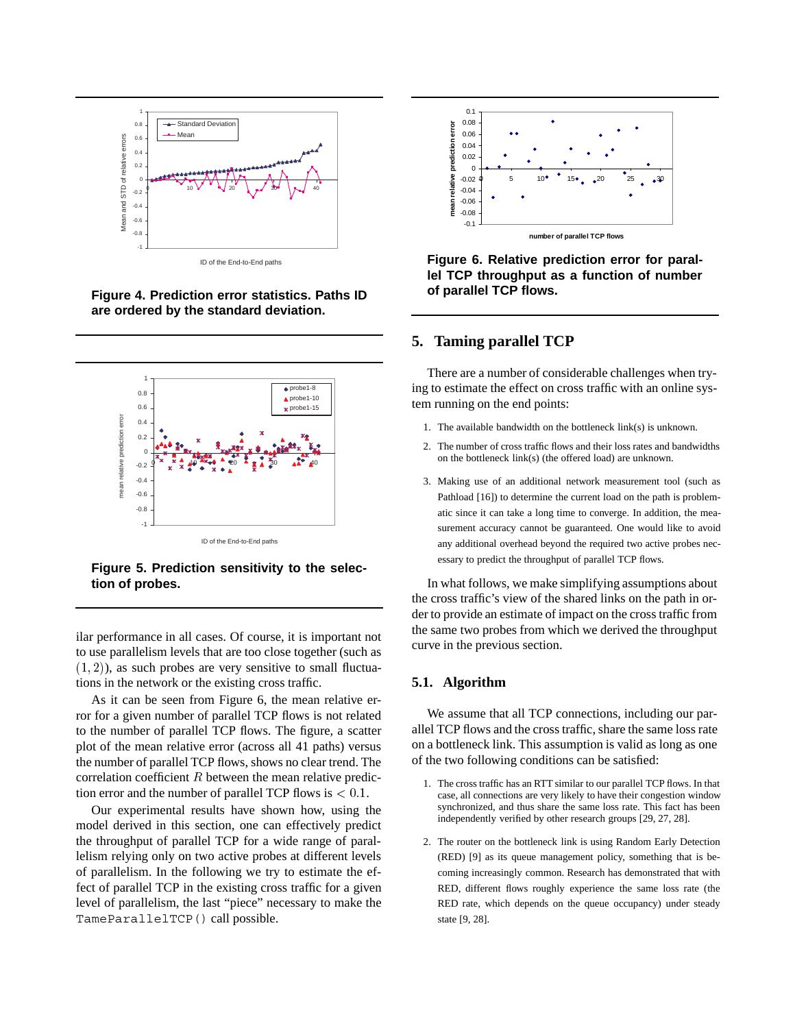**Figure 4. Prediction error statistics. Paths ID are ordered by the standard deviation.**

**Figure 5. Prediction sensitivity to the selection of probes.**

ilar performance in all cases. Of course, it is important not to use parallelism levels that are too close together (such as $(1, 2)$), as such probes are very sensitive to small fluctuations in the network or the existing cross traffic.

As it can be seen from Figure 6, the mean relative error for a given number of parallel TCP flows is not related to the number of parallel TCP flows. The figure, a scatter plot of the mean relative error (across all 41 paths) versus the number of parallel TCP flows, shows no clear trend. The correlation coefficient $R$ between the mean relative prediction error and the number of parallel TCP flows is $< 0.1$.

Our experimental results have shown how, using the model derived in this section, one can effectively predict the throughput of parallel TCP for a wide range of parallelism relying only on two active probes at different levels of parallelism. In the following we try to estimate the effect of parallel TCP in the existing cross traffic for a given level of parallelism, the last "piece" necessary to make the `TameParallelTCP()` call possible.

**Figure 6. Relative prediction error for parallel TCP throughput as a function of number of parallel TCP flows.**

## 5. Taming parallel TCP

There are a number of considerable challenges when trying to estimate the effect on cross traffic with an online system running on the end points:

1. The available bandwidth on the bottleneck link(s) is unknown.
2. The number of cross traffic flows and their loss rates and bandwidths on the bottleneck link(s) (the offered load) are unknown.
3. Making use of an additional network measurement tool (such as Pathload [16]) to determine the current load on the path is problematic since it can take a long time to converge. In addition, the measurement accuracy cannot be guaranteed. One would like to avoid any additional overhead beyond the required two active probes necessary to predict the throughput of parallel TCP flows.

In what follows, we make simplifying assumptions about the cross traffic's view of the shared links on the path in order to provide an estimate of impact on the cross traffic from the same two probes from which we derived the throughput curve in the previous section.

### 5.1. Algorithm

We assume that all TCP connections, including our parallel TCP flows and the cross traffic, share the same loss rate on a bottleneck link. This assumption is valid as long as one of the two following conditions can be satisfied:

1. The cross traffic has an RTT similar to our parallel TCP flows. In that case, all connections are very likely to have their congestion window synchronized, and thus share the same loss rate. This fact has been independently verified by other research groups [29, 27, 28].
2. The router on the bottleneck link is using Random Early Detection (RED) [9] as its queue management policy, something that is becoming increasingly common. Research has demonstrated that with RED, different flows roughly experience the same loss rate (the RED rate, which depends on the queue occupancy) under steady state [9, 28].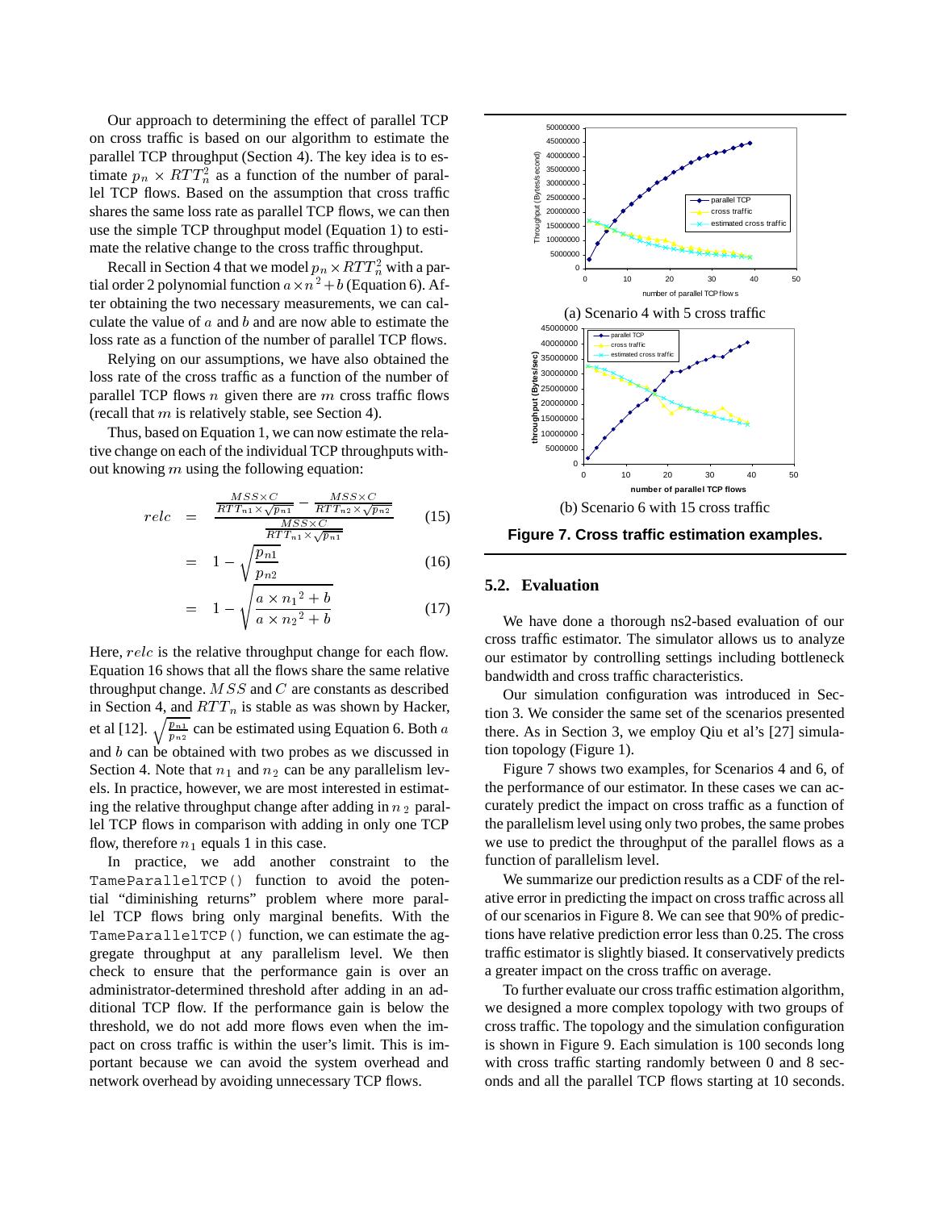Our approach to determining the effect of parallel TCP on cross traffic is based on our algorithm to estimate the parallel TCP throughput (Section 4). The key idea is to estimate $p_n \times RTT_n^2$ as a function of the number of parallel TCP flows. Based on the assumption that cross traffic shares the same loss rate as parallel TCP flows, we can then use the simple TCP throughput model (Equation 1) to estimate the relative change to the cross traffic throughput.

Recall in Section 4 that we model $p_n \times RTT_n^2$ with a partial order 2 polynomial function $a \times n^2 + b$ (Equation 6). After obtaining the two necessary measurements, we can calculate the value of $a$ and $b$ and are now able to estimate the loss rate as a function of the number of parallel TCP flows.

Relying on our assumptions, we have also obtained the loss rate of the cross traffic as a function of the number of parallel TCP flows $n$ given there are $m$ cross traffic flows (recall that $m$ is relatively stable, see Section 4).

Thus, based on Equation 1, we can now estimate the relative change on each of the individual TCP throughputs without knowing $m$ using the following equation:

$$relc = \frac{\frac{MSS \times C}{RTT_{n1} \times \sqrt{p_{n1}}} - \frac{MSS \times C}{RTT_{n2} \times \sqrt{p_{n2}}}}{\frac{MSS \times C}{RTT_{n1} \times \sqrt{p_{n1}}}} \quad (15)$$

$$= 1 - \sqrt{\frac{p_{n1}}{p_{n2}}} \quad (16)$$

$$= 1 - \sqrt{\frac{a \times {n_1}^2 + b}{a \times {n_2}^2 + b}} \quad (17)$$

Here, $relc$ is the relative throughput change for each flow. Equation 16 shows that all the flows share the same relative throughput change. $MSS$ and $C$ are constants as described in Section 4, and $RTT_n$ is stable as was shown by Hacker, et al [12]. $\sqrt{\frac{p_{n1}}{p_{n2}}}$ can be estimated using Equation 6. Both $a$ and $b$ can be obtained with two probes as we discussed in Section 4. Note that $n_1$ and $n_2$ can be any parallelism levels. In practice, however, we are most interested in estimating the relative throughput change after adding in $n_2$ parallel TCP flows in comparison with adding in only one TCP flow, therefore $n_1$ equals 1 in this case.

In practice, we add another constraint to the `TameParallelTCP()` function to avoid the potential "diminishing returns" problem where more parallel TCP flows bring only marginal benefits. With the `TameParallelTCP()` function, we can estimate the aggregate throughput at any parallelism level. We then check to ensure that the performance gain is over an administrator-determined threshold after adding in an additional TCP flow. If the performance gain is below the threshold, we do not add more flows even when the impact on cross traffic is within the user's limit. This is important because we can avoid the system overhead and network overhead by avoiding unnecessary TCP flows.

(a) Scenario 4 with 5 cross traffic

(b) Scenario 6 with 15 cross traffic

**Figure 7. Cross traffic estimation examples.**

## 5.2. Evaluation

We have done a thorough ns2-based evaluation of our cross traffic estimator. The simulator allows us to analyze our estimator by controlling settings including bottleneck bandwidth and cross traffic characteristics.

Our simulation configuration was introduced in Section 3. We consider the same set of the scenarios presented there. As in Section 3, we employ Qiu et al's [27] simulation topology (Figure 1).

Figure 7 shows two examples, for Scenarios 4 and 6, of the performance of our estimator. In these cases we can accurately predict the impact on cross traffic as a function of the parallelism level using only two probes, the same probes we use to predict the throughput of the parallel flows as a function of parallelism level.

We summarize our prediction results as a CDF of the relative error in predicting the impact on cross traffic across all of our scenarios in Figure 8. We can see that 90% of predictions have relative prediction error less than 0.25. The cross traffic estimator is slightly biased. It conservatively predicts a greater impact on the cross traffic on average.

To further evaluate our cross traffic estimation algorithm, we designed a more complex topology with two groups of cross traffic. The topology and the simulation configuration is shown in Figure 9. Each simulation is 100 seconds long with cross traffic starting randomly between 0 and 8 seconds and all the parallel TCP flows starting at 10 seconds.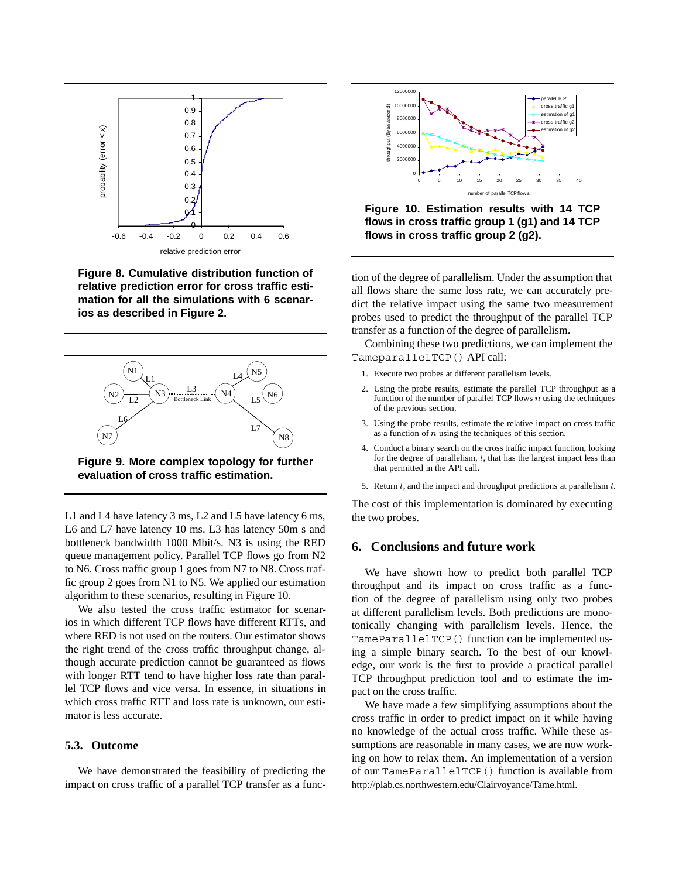Figure 8. Cumulative distribution function of relative prediction error for cross traffic estimation for all the simulations with 6 scenarios as described in Figure 2.

Figure 9. More complex topology for further evaluation of cross traffic estimation.

L1 and L4 have latency 3 ms, L2 and L5 have latency 6 ms, L6 and L7 have latency 10 ms. L3 has latency 50m s and bottleneck bandwidth 1000 Mbit/s. N3 is using the RED queue management policy. Parallel TCP flows go from N2 to N6. Cross traffic group 1 goes from N7 to N8. Cross traffic group 2 goes from N1 to N5. We applied our estimation algorithm to these scenarios, resulting in Figure 10.

We also tested the cross traffic estimator for scenarios in which different TCP flows have different RTTs, and where RED is not used on the routers. Our estimator shows the right trend of the cross traffic throughput change, although accurate prediction cannot be guaranteed as flows with longer RTT tend to have higher loss rate than parallel TCP flows and vice versa. In essence, in situations in which cross traffic RTT and loss rate is unknown, our estimator is less accurate.

### 5.3. Outcome

We have demonstrated the feasibility of predicting the impact on cross traffic of a parallel TCP transfer as a function of the degree of parallelism. Under the assumption that all flows share the same loss rate, we can accurately predict the relative impact using the same two measurement probes used to predict the throughput of the parallel TCP transfer as a function of the degree of parallelism.

Figure 10. Estimation results with 14 TCP flows in cross traffic group 1 (g1) and 14 TCP flows in cross traffic group 2 (g2).

Combining these two predictions, we can implement the `TameparallelTCP()` API call:

1. Execute two probes at different parallelism levels.
2. Using the probe results, estimate the parallel TCP throughput as a function of the number of parallel TCP flows $n$ using the techniques of the previous section.
3. Using the probe results, estimate the relative impact on cross traffic as a function of $n$ using the techniques of this section.
4. Conduct a binary search on the cross traffic impact function, looking for the degree of parallelism, $l$, that has the largest impact less than that permitted in the API call.
5. Return $l$, and the impact and throughput predictions at parallelism $l$.

The cost of this implementation is dominated by executing the two probes.

## 6. Conclusions and future work

We have shown how to predict both parallel TCP throughput and its impact on cross traffic as a function of the degree of parallelism using only two probes at different parallelism levels. Both predictions are monotonically changing with parallelism levels. Hence, the `TameParallelTCP()` function can be implemented using a simple binary search. To the best of our knowledge, our work is the first to provide a practical parallel TCP throughput prediction tool and to estimate the impact on the cross traffic.

We have made a few simplifying assumptions about the cross traffic in order to predict impact on it while having no knowledge of the actual cross traffic. While these assumptions are reasonable in many cases, we are now working on how to relax them. An implementation of a version of our `TameParallelTCP()` function is available from http://plab.cs.northwestern.edu/Clairvoyance/Tame.html.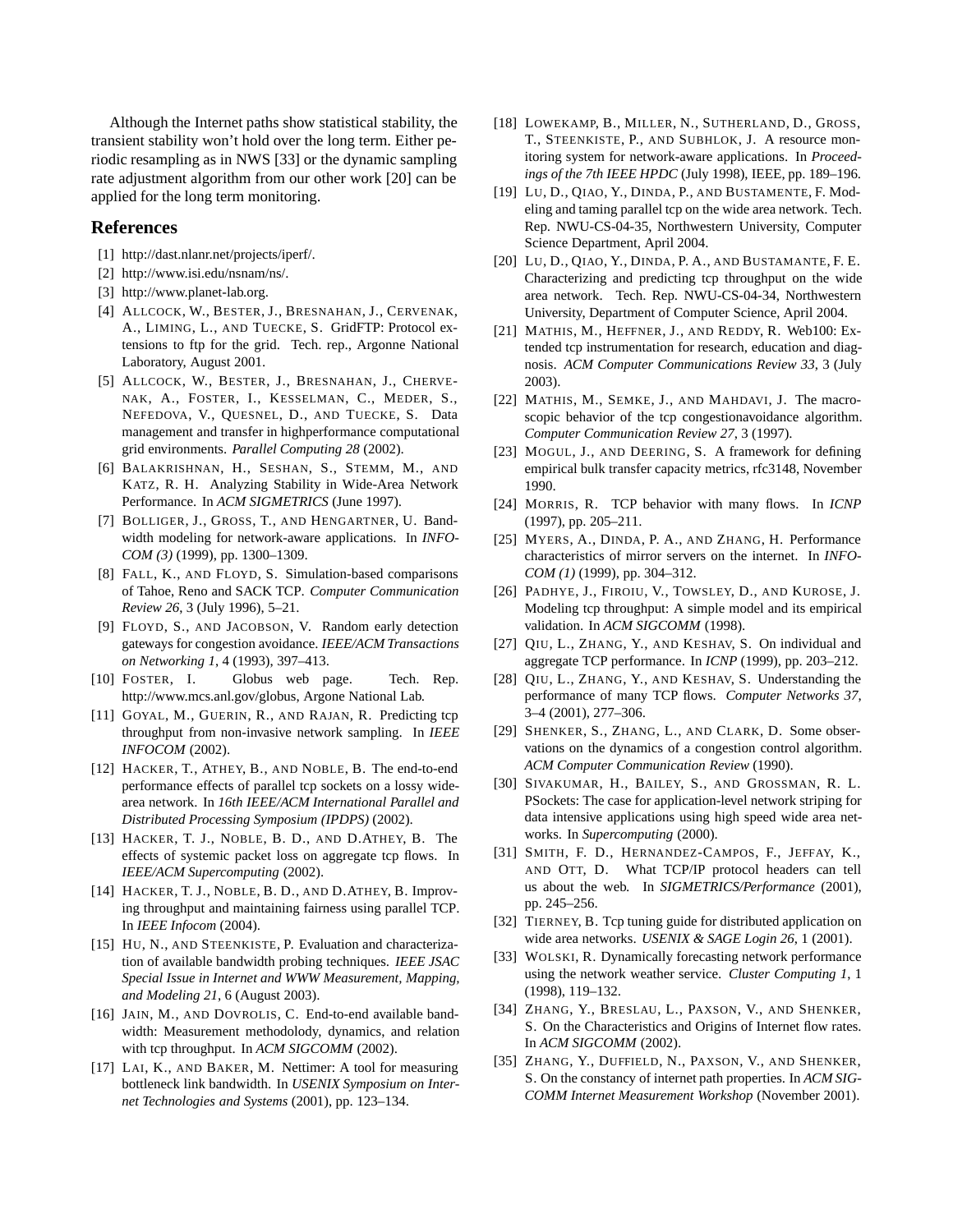Although the Internet paths show statistical stability, the transient stability won't hold over the long term. Either periodic resampling as in NWS [33] or the dynamic sampling rate adjustment algorithm from our other work [20] can be applied for the long term monitoring.

## References

[1] http://dast.nlanr.net/projects/iperf/.

[2] http://www.isi.edu/nsnam/ns/.

[3] http://www.planet-lab.org.

[4] ALLCOCK, W., BESTER, J., BRESNAHAN, J., CERVENAK, A., LIMING, L., AND TUECKE, S. GridFTP: Protocol extensions to ftp for the grid. Tech. rep., Argonne National Laboratory, August 2001.

[5] ALLCOCK, W., BESTER, J., BRESNAHAN, J., CHERVENAK, A., FOSTER, I., KESSELMAN, C., MEDER, S., NEFEDOVA, V., QUESNEL, D., AND TUECKE, S. Data management and transfer in highperformance computational grid environments. *Parallel Computing 28* (2002).

[6] BALAKRISHNAN, H., SESHAN, S., STEMM, M., AND KATZ, R. H. Analyzing Stability in Wide-Area Network Performance. In *ACM SIGMETRICS* (June 1997).

[7] BOLLIGER, J., GROSS, T., AND HENGARTNER, U. Bandwidth modeling for network-aware applications. In *INFOCOM (3)* (1999), pp. 1300–1309.

[8] FALL, K., AND FLOYD, S. Simulation-based comparisons of Tahoe, Reno and SACK TCP. *Computer Communication Review 26*, 3 (July 1996), 5–21.

[9] FLOYD, S., AND JACOBSON, V. Random early detection gateways for congestion avoidance. *IEEE/ACM Transactions on Networking 1*, 4 (1993), 397–413.

[10] FOSTER, I. Globus web page. Tech. Rep. http://www.mcs.anl.gov/globus, Argone National Lab.

[11] GOYAL, M., GUERIN, R., AND RAJAN, R. Predicting tcp throughput from non-invasive network sampling. In *IEEE INFOCOM* (2002).

[12] HACKER, T., ATHEY, B., AND NOBLE, B. The end-to-end performance effects of parallel tcp sockets on a lossy wide-area network. In *16th IEEE/ACM International Parallel and Distributed Processing Symposium (IPDPS)* (2002).

[13] HACKER, T. J., NOBLE, B. D., AND D.ATHEY, B. The effects of systemic packet loss on aggregate tcp flows. In *IEEE/ACM Supercomputing* (2002).

[14] HACKER, T. J., NOBLE, B. D., AND D.ATHEY, B. Improving throughput and maintaining fairness using parallel TCP. In *IEEE Infocom* (2004).

[15] HU, N., AND STEENKISTE, P. Evaluation and characterization of available bandwidth probing techniques. *IEEE JSAC Special Issue in Internet and WWW Measurement, Mapping, and Modeling 21*, 6 (August 2003).

[16] JAIN, M., AND DOVROLIS, C. End-to-end available bandwidth: Measurement methodolody, dynamics, and relation with tcp throughput. In *ACM SIGCOMM* (2002).

[17] LAI, K., AND BAKER, M. Nettimer: A tool for measuring bottleneck link bandwidth. In *USENIX Symposium on Internet Technologies and Systems* (2001), pp. 123–134.

[18] LOWEKAMP, B., MILLER, N., SUTHERLAND, D., GROSS, T., STEENKISTE, P., AND SUBHLOK, J. A resource monitoring system for network-aware applications. In *Proceedings of the 7th IEEE HPDC* (July 1998), IEEE, pp. 189–196.

[19] LU, D., QIAO, Y., DINDA, P., AND BUSTAMENTE, F. Modeling and taming parallel tcp on the wide area network. Tech. Rep. NWU-CS-04-35, Northwestern University, Computer Science Department, April 2004.

[20] LU, D., QIAO, Y., DINDA, P. A., AND BUSTAMANTE, F. E. Characterizing and predicting tcp throughput on the wide area network. Tech. Rep. NWU-CS-04-34, Northwestern University, Department of Computer Science, April 2004.

[21] MATHIS, M., HEFFNER, J., AND REDDY, R. Web100: Extended tcp instrumentation for research, education and diagnosis. *ACM Computer Communications Review 33*, 3 (July 2003).

[22] MATHIS, M., SEMKE, J., AND MAHDAVI, J. The macroscopic behavior of the tcp congestionavoidance algorithm. *Computer Communication Review 27*, 3 (1997).

[23] MOGUL, J., AND DEERING, S. A framework for defining empirical bulk transfer capacity metrics, rfc3148, November 1990.

[24] MORRIS, R. TCP behavior with many flows. In *ICNP* (1997), pp. 205–211.

[25] MYERS, A., DINDA, P. A., AND ZHANG, H. Performance characteristics of mirror servers on the internet. In *INFOCOM (1)* (1999), pp. 304–312.

[26] PADHYE, J., FIROIU, V., TOWSLEY, D., AND KUROSE, J. Modeling tcp throughput: A simple model and its empirical validation. In *ACM SIGCOMM* (1998).

[27] QIU, L., ZHANG, Y., AND KESHAV, S. On individual and aggregate TCP performance. In *ICNP* (1999), pp. 203–212.

[28] QIU, L., ZHANG, Y., AND KESHAV, S. Understanding the performance of many TCP flows. *Computer Networks 37*, 3–4 (2001), 277–306.

[29] SHENKER, S., ZHANG, L., AND CLARK, D. Some observations on the dynamics of a congestion control algorithm. *ACM Computer Communication Review* (1990).

[30] SIVAKUMAR, H., BAILEY, S., AND GROSSMAN, R. L. PSockets: The case for application-level network striping for data intensive applications using high speed wide area networks. In *Supercomputing* (2000).

[31] SMITH, F. D., HERNANDEZ-CAMPOS, F., JEFFAY, K., AND OTT, D. What TCP/IP protocol headers can tell us about the web. In *SIGMETRICS/Performance* (2001), pp. 245–256.

[32] TIERNEY, B. Tcp tuning guide for distributed application on wide area networks. *USENIX & SAGE Login 26*, 1 (2001).

[33] WOLSKI, R. Dynamically forecasting network performance using the network weather service. *Cluster Computing 1*, 1 (1998), 119–132.

[34] ZHANG, Y., BRESLAU, L., PAXSON, V., AND SHENKER, S. On the Characteristics and Origins of Internet flow rates. In *ACM SIGCOMM* (2002).

[35] ZHANG, Y., DUFFIELD, N., PAXSON, V., AND SHENKER, S. On the constancy of internet path properties. In *ACM SIGCOMM Internet Measurement Workshop* (November 2001).